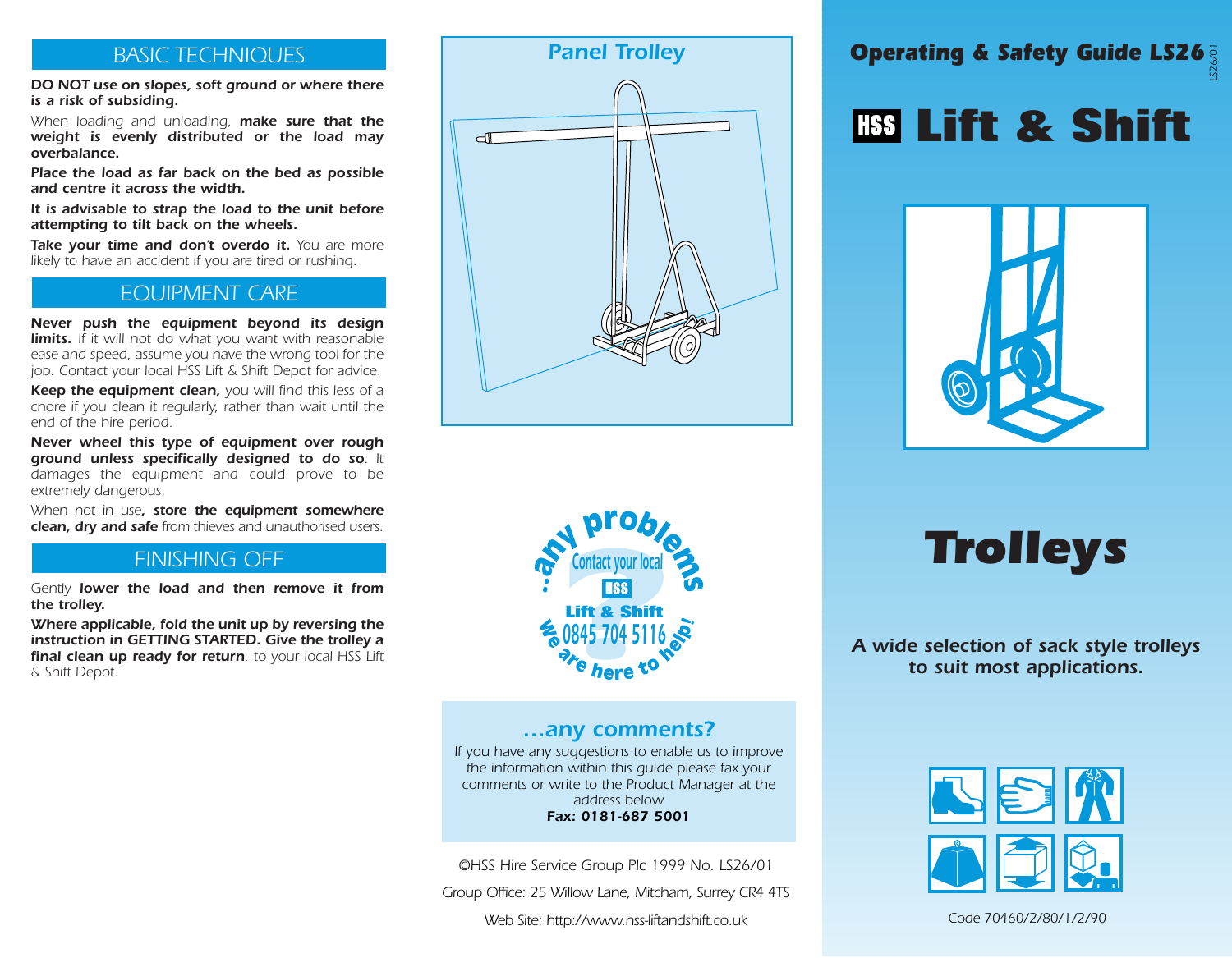## BASIC TECHNIQUES

**DO NOT use on slopes, soft ground or where there is a risk of subsiding.**

When loading and unloading, **make sure that the weight is evenly distributed or the load may overbalance.**

**Place the load as far back on the bed as possible and centre it across the width.**

**It is advisable to strap the load to the unit before attempting to tilt back on the wheels.**

**Take your time and don't overdo it.** You are more likely to have an accident if you are tired or rushing.

## EQUIPMENT CARE

**Never push the equipment beyond its design limits.** If it will not do what you want with reasonable ease and speed, assume you have the wrong tool for the job. Contact your local HSS Lift & Shift Depot for advice.

**Keep the equipment clean,** you will find this less of a chore if you clean it regularly, rather than wait until the end of the hire period.

**Never wheel this type of equipment over rough ground unless specifically designed to do so**. It damages the equipment and could prove to be extremely dangerous.

When not in use**, store the equipment somewhere clean, dry and safe** from thieves and unauthorised users.

## FINISHING OFF

Gently **lower the load and then remove it from the trolley.**

**Where applicable, fold the unit up by reversing the instruction in GETTING STARTED. Give the trolley a final clean up ready for return**, to your local HSS Lift & Shift Depot.

### *Panel Trolley*

...any problems? Contact your local HSS Lift & Shift 0845 704 5116 we are here to help!

### *...any comments?*

*If you have any suggestions to enable us to improve the information within this guide please fax your comments or write to the Product Manager at the address below*

**Fax: 0181-687 5001**

©HSS Hire Service Group Plc 1999 No. LS26/01

Group Office: 25 Willow Lane, Mitcham, Surrey CR4 4TS

Web Site: http://www.hss-liftandshift.co.uk

**Operating & Safety Guide LS26**

LS26/01

# HSS Lift & Shift

# *Trolleys*

***A wide selection of sack style trolleys to suit most applications.***

Code 70460/2/80/1/2/90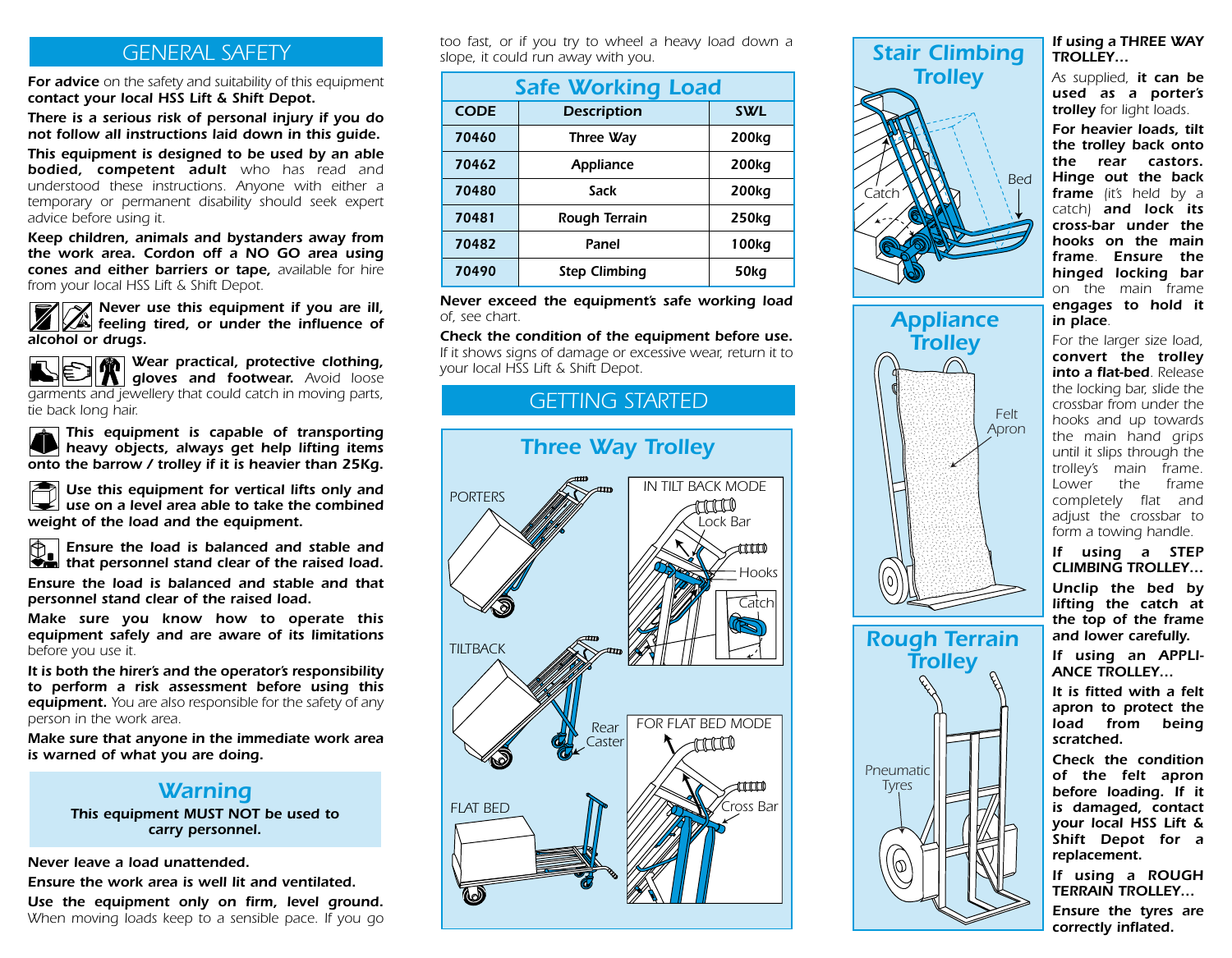## GENERAL SAFETY

**For advice** on the safety and suitability of this equipment **contact your local HSS Lift & Shift Depot.**

**There is a serious risk of personal injury if you do not follow all instructions laid down in this guide.**

**This equipment is designed to be used by an able bodied, competent adult** who has read and understood these instructions. Anyone with either a temporary or permanent disability should seek expert advice before using it.

**Keep children, animals and bystanders away from the work area. Cordon off a NO GO area using cones and either barriers or tape,** available for hire from your local HSS Lift & Shift Depot.

**Never use this equipment if you are ill, feeling tired, or under the influence of alcohol or drugs.**

**Wear practical, protective clothing, gloves and footwear.** Avoid loose garments and jewellery that could catch in moving parts, tie back long hair.

**This equipment is capable of transporting heavy objects, always get help lifting items onto the barrow / trolley if it is heavier than 25Kg.**

**Use this equipment for vertical lifts only and use on a level area able to take the combined weight of the load and the equipment.**

**Ensure the load is balanced and stable and that personnel stand clear of the raised load.**

**Ensure the load is balanced and stable and that personnel stand clear of the raised load.**

**Make sure you know how to operate this equipment safely and are aware of its limitations** before you use it.

**It is both the hirer's and the operator's responsibility to perform a risk assessment before using this equipment.** You are also responsible for the safety of any person in the work area.

**Make sure that anyone in the immediate work area is warned of what you are doing.**

### Warning

**This equipment MUST NOT be used to carry personnel.**

**Never leave a load unattended.**

**Ensure the work area is well lit and ventilated.**

**Use the equipment only on firm, level ground.** When moving loads keep to a sensible pace. If you go too fast, or if you try to wheel a heavy load down a slope, it could run away with you.

### Safe Working Load

| CODE | Description | SWL |
|---|---|---|
| 70460 | Three Way | 200kg |
| 70462 | Appliance | 200kg |
| 70480 | Sack | 200kg |
| 70481 | Rough Terrain | 250kg |
| 70482 | Panel | 100kg |
| 70490 | Step Climbing | 50kg |

**Never exceed the equipment's safe working load** of, see chart.

**Check the condition of the equipment before use.** If it shows signs of damage or excessive wear, return it to your local HSS Lift & Shift Depot.

## GETTING STARTED

### Three Way Trolley

PORTERS

TILTBACK

Rear Caster

FLAT BED

IN TILT BACK MODE

Lock Bar

Hooks

Catch

FOR FLAT BED MODE

Cross Bar

### Stair Climbing Trolley

Catch

Bed

### Appliance Trolley

Felt Apron

### Rough Terrain Trolley

Pneumatic Tyres

**If using a THREE WAY TROLLEY...**

As supplied, **it can be used as a porter's trolley** for light loads.

**For heavier loads, tilt the trolley back onto the rear castors. Hinge out the back frame** (it's held by a catch) **and lock its cross-bar under the hooks on the main frame**. **Ensure the hinged locking bar** on the main frame **engages to hold it in place**.

For the larger size load, **convert the trolley into a flat-bed**. Release the locking bar, slide the crossbar from under the hooks and up towards the main hand grips until it slips through the trolley's main frame. Lower the frame completely flat and adjust the crossbar to form a towing handle.

**If using a STEP CLIMBING TROLLEY...**

**Unclip the bed by lifting the catch at the top of the frame and lower carefully.**

**If using an APPLIANCE TROLLEY...**

**It is fitted with a felt apron to protect the load from being scratched.**

**Check the condition of the felt apron before loading. If it is damaged, contact your local HSS Lift & Shift Depot for a replacement.**

**If using a ROUGH TERRAIN TROLLEY...**

**Ensure the tyres are correctly inflated.**